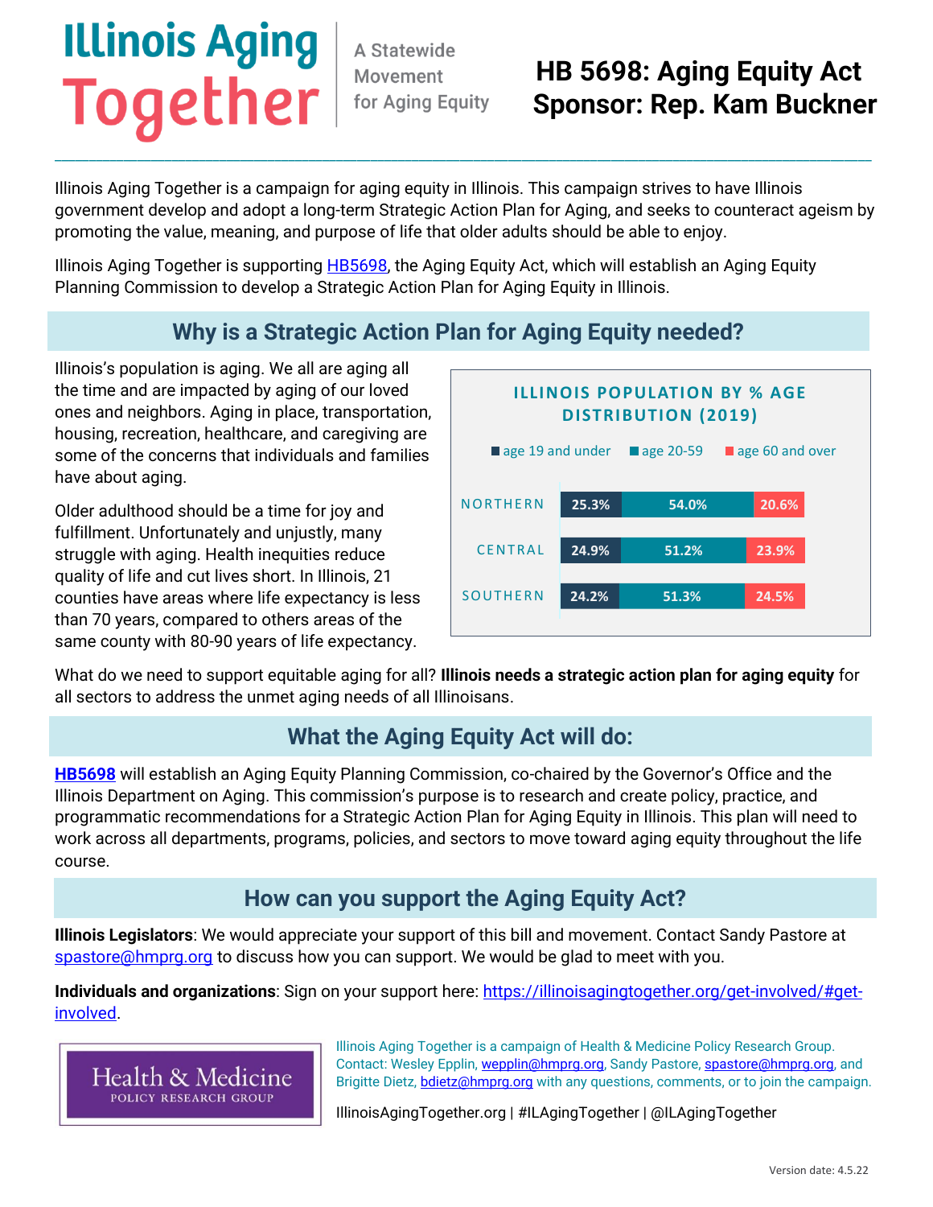# Illinois Aging Together

A Statewide Movement for Aging Equity

# HB 5698: Aging Equity Act
## Sponsor: Rep. Kam Buckner

Illinois Aging Together is a campaign for aging equity in Illinois. This campaign strives to have Illinois government develop and adopt a long-term Strategic Action Plan for Aging, and seeks to counteract ageism by promoting the value, meaning, and purpose of life that older adults should be able to enjoy.

Illinois Aging Together is supporting HB5698, the Aging Equity Act, which will establish an Aging Equity Planning Commission to develop a Strategic Action Plan for Aging Equity in Illinois.

## Why is a Strategic Action Plan for Aging Equity needed?

Illinois's population is aging. We all are aging all the time and are impacted by aging of our loved ones and neighbors. Aging in place, transportation, housing, recreation, healthcare, and caregiving are some of the concerns that individuals and families have about aging.

Older adulthood should be a time for joy and fulfillment. Unfortunately and unjustly, many struggle with aging. Health inequities reduce quality of life and cut lives short. In Illinois, 21 counties have areas where life expectancy is less than 70 years, compared to others areas of the same county with 80-90 years of life expectancy.

**ILLINOIS POPULATION BY % AGE DISTRIBUTION (2019)**

| | age 19 and under | age 20-59 | age 60 and over |
|---|---|---|---|
| NORTHERN | 25.3% | 54.0% | 20.6% |
| CENTRAL | 24.9% | 51.2% | 23.9% |
| SOUTHERN | 24.2% | 51.3% | 24.5% |

What do we need to support equitable aging for all? **Illinois needs a strategic action plan for aging equity** for all sectors to address the unmet aging needs of all Illinoisans.

## What the Aging Equity Act will do:

**HB5698** will establish an Aging Equity Planning Commission, co-chaired by the Governor's Office and the Illinois Department on Aging. This commission's purpose is to research and create policy, practice, and programmatic recommendations for a Strategic Action Plan for Aging Equity in Illinois. This plan will need to work across all departments, programs, policies, and sectors to move toward aging equity throughout the life course.

## How can you support the Aging Equity Act?

**Illinois Legislators**: We would appreciate your support of this bill and movement. Contact Sandy Pastore at spastore@hmprg.org to discuss how you can support. We would be glad to meet with you.

**Individuals and organizations**: Sign on your support here: https://illinoisagingtogether.org/get-involved/#get-involved.

Health & Medicine POLICY RESEARCH GROUP

Illinois Aging Together is a campaign of Health & Medicine Policy Research Group. Contact: Wesley Epplin, wepplin@hmprg.org, Sandy Pastore, spastore@hmprg.org, and Brigitte Dietz, bdietz@hmprg.org with any questions, comments, or to join the campaign.

IllinoisAgingTogether.org | #ILAgingTogether | @ILAgingTogether

Version date: 4.5.22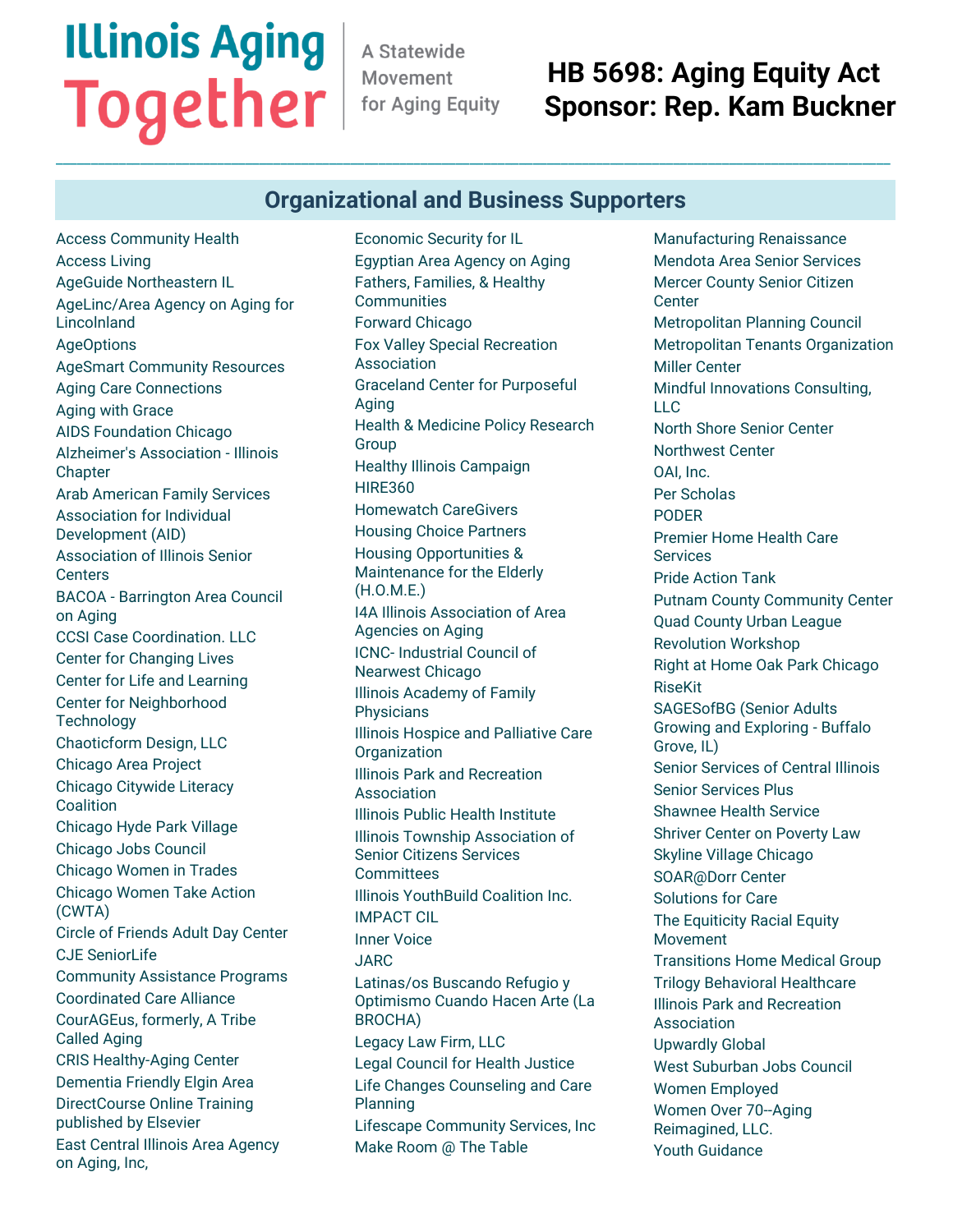# Illinois Aging Together

A Statewide Movement for Aging Equity

**HB 5698: Aging Equity Act**
**Sponsor: Rep. Kam Buckner**

## Organizational and Business Supporters

Access Community Health
Access Living
AgeGuide Northeastern IL
AgeLinc/Area Agency on Aging for Lincolnland
AgeOptions
AgeSmart Community Resources
Aging Care Connections
Aging with Grace
AIDS Foundation Chicago
Alzheimer's Association - Illinois Chapter
Arab American Family Services
Association for Individual Development (AID)
Association of Illinois Senior Centers
BACOA - Barrington Area Council on Aging
CCSI Case Coordination. LLC
Center for Changing Lives
Center for Life and Learning
Center for Neighborhood Technology
Chaoticform Design, LLC
Chicago Area Project
Chicago Citywide Literacy Coalition
Chicago Hyde Park Village
Chicago Jobs Council
Chicago Women in Trades
Chicago Women Take Action (CWTA)
Circle of Friends Adult Day Center
CJE SeniorLife
Community Assistance Programs
Coordinated Care Alliance
CourAGEus, formerly, A Tribe Called Aging
CRIS Healthy-Aging Center
Dementia Friendly Elgin Area
DirectCourse Online Training published by Elsevier
East Central Illinois Area Agency on Aging, Inc,
Economic Security for IL
Egyptian Area Agency on Aging
Fathers, Families, & Healthy Communities
Forward Chicago
Fox Valley Special Recreation Association
Graceland Center for Purposeful Aging
Health & Medicine Policy Research Group
Healthy Illinois Campaign
HIRE360
Homewatch CareGivers
Housing Choice Partners
Housing Opportunities & Maintenance for the Elderly (H.O.M.E.)
I4A Illinois Association of Area Agencies on Aging
ICNC- Industrial Council of Nearwest Chicago
Illinois Academy of Family Physicians
Illinois Hospice and Palliative Care Organization
Illinois Park and Recreation Association
Illinois Public Health Institute
Illinois Township Association of Senior Citizens Services Committees
Illinois YouthBuild Coalition Inc.
IMPACT CIL
Inner Voice
JARC
Latinas/os Buscando Refugio y Optimismo Cuando Hacen Arte (La BROCHA)
Legacy Law Firm, LLC
Legal Council for Health Justice
Life Changes Counseling and Care Planning
Lifescape Community Services, Inc
Make Room @ The Table
Manufacturing Renaissance
Mendota Area Senior Services
Mercer County Senior Citizen Center
Metropolitan Planning Council
Metropolitan Tenants Organization
Miller Center
Mindful Innovations Consulting, LLC
North Shore Senior Center
Northwest Center
OAI, Inc.
Per Scholas
PODER
Premier Home Health Care Services
Pride Action Tank
Putnam County Community Center
Quad County Urban League
Revolution Workshop
Right at Home Oak Park Chicago
RiseKit
SAGESofBG (Senior Adults Growing and Exploring - Buffalo Grove, IL)
Senior Services of Central Illinois
Senior Services Plus
Shawnee Health Service
Shriver Center on Poverty Law
Skyline Village Chicago
SOAR@Dorr Center
Solutions for Care
The Equiticity Racial Equity Movement
Transitions Home Medical Group
Trilogy Behavioral Healthcare
Illinois Park and Recreation Association
Upwardly Global
West Suburban Jobs Council
Women Employed
Women Over 70--Aging Reimagined, LLC.
Youth Guidance